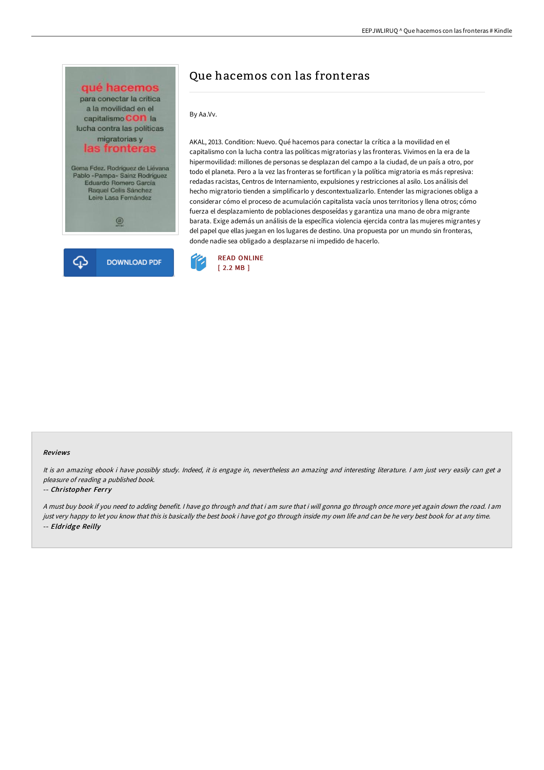# Que hacemos con las fronteras

By Aa.Vv.

AKAL, 2013. Condition: Nuevo. Qué hacemos para conectar la crítica a la movilidad en el capitalismo con la lucha contra las políticas migratorias y las fronteras. Vivimos en la era de la hipermovilidad: millones de personas se desplazan del campo a la ciudad, de un país a otro, por todo el planeta. Pero a la vez las fronteras se fortifican y la política migratoria es más represiva: redadas racistas, Centros de Internamiento, expulsiones y restricciones al asilo. Los análisis del hecho migratorio tienden a simplificarlo y descontextualizarlo. Entender las migraciones obliga a considerar cómo el proceso de acumulación capitalista vacía unos territorios y llena otros; cómo fuerza el desplazamiento de poblaciones desposeídas y garantiza una mano de obra migrante barata. Exige además un análisis de la específica violencia ejercida contra las mujeres migrantes y del papel que ellas juegan en los lugares de destino. Una propuesta por un mundo sin fronteras, donde nadie sea obligado a desplazarse ni impedido de hacerlo.

DOWNLOAD PDF

READ ONLINE
[ 2.2 MB ]

### Reviews

*It is an amazing ebook i have possibly study. Indeed, it is engage in, nevertheless an amazing and interesting literature. I am just very easily can get a pleasure of reading a published book.*

*-- Christopher Ferry*

*A must buy book if you need to adding benefit. I have go through and that i am sure that i will gonna go through once more yet again down the road. I am just very happy to let you know that this is basically the best book i have got go through inside my own life and can be he very best book for at any time.*

*-- Eldridge Reilly*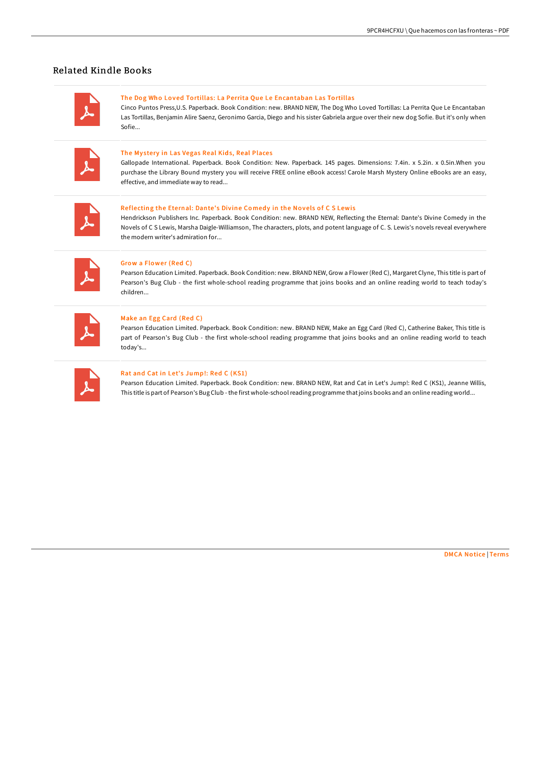## Related Kindle Books

### The Dog Who Loved Tortillas: La Perrita Que Le Encantaban Las Tortillas

Cinco Puntos Press,U.S. Paperback. Book Condition: new. BRAND NEW, The Dog Who Loved Tortillas: La Perrita Que Le Encantaban Las Tortillas, Benjamin Alire Saenz, Geronimo Garcia, Diego and his sister Gabriela argue over their new dog Sofie. But it's only when Sofie...

### The Mystery in Las Vegas Real Kids, Real Places

Gallopade International. Paperback. Book Condition: New. Paperback. 145 pages. Dimensions: 7.4in. x 5.2in. x 0.5in.When you purchase the Library Bound mystery you will receive FREE online eBook access! Carole Marsh Mystery Online eBooks are an easy, effective, and immediate way to read...

### Reflecting the Eternal: Dante's Divine Comedy in the Novels of C S Lewis

Hendrickson Publishers Inc. Paperback. Book Condition: new. BRAND NEW, Reflecting the Eternal: Dante's Divine Comedy in the Novels of C S Lewis, Marsha Daigle-Williamson, The characters, plots, and potent language of C. S. Lewis's novels reveal everywhere the modern writer's admiration for...

### Grow a Flower (Red C)

Pearson Education Limited. Paperback. Book Condition: new. BRAND NEW, Grow a Flower (Red C), Margaret Clyne, This title is part of Pearson's Bug Club - the first whole-school reading programme that joins books and an online reading world to teach today's children...

### Make an Egg Card (Red C)

Pearson Education Limited. Paperback. Book Condition: new. BRAND NEW, Make an Egg Card (Red C), Catherine Baker, This title is part of Pearson's Bug Club - the first whole-school reading programme that joins books and an online reading world to teach today's...

### Rat and Cat in Let's Jump!: Red C (KS1)

Pearson Education Limited. Paperback. Book Condition: new. BRAND NEW, Rat and Cat in Let's Jump!: Red C (KS1), Jeanne Willis, This title is part of Pearson's Bug Club - the first whole-school reading programme that joins books and an online reading world...